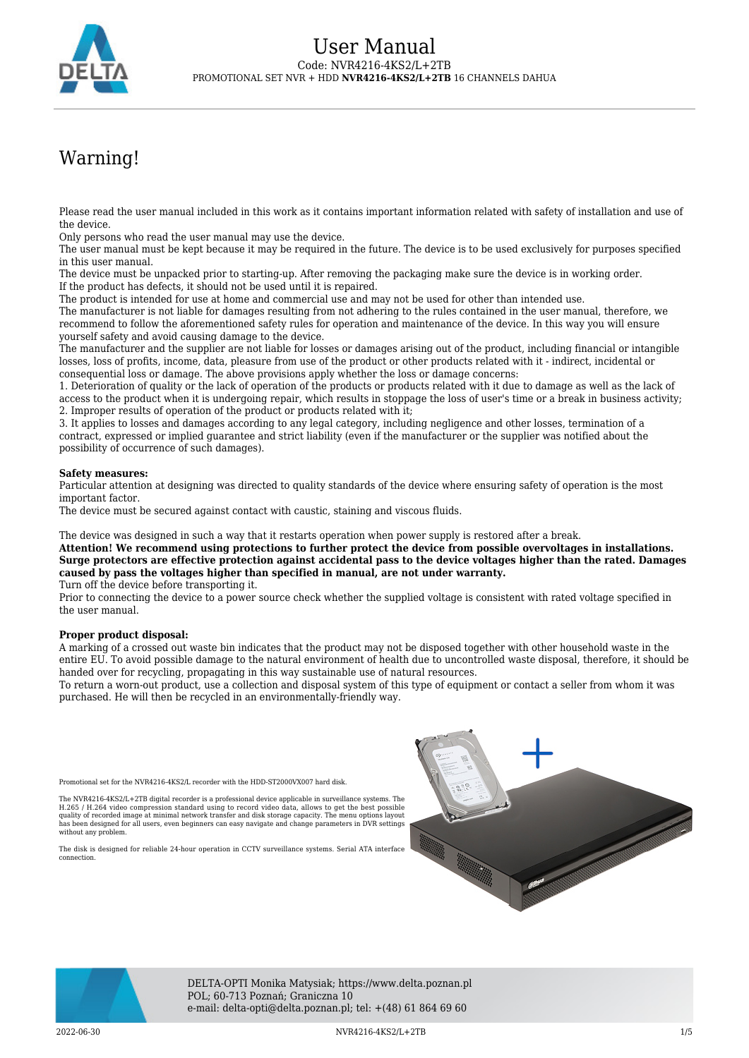# User Manual

Code: NVR4216-4KS2/L+2TB

PROMOTIONAL SET NVR + HDD **NVR4216-4KS2/L+2TB** 16 CHANNELS DAHUA

## Warning!

Please read the user manual included in this work as it contains important information related with safety of installation and use of the device.
Only persons who read the user manual may use the device.
The user manual must be kept because it may be required in the future. The device is to be used exclusively for purposes specified in this user manual.
The device must be unpacked prior to starting-up. After removing the packaging make sure the device is in working order.
If the product has defects, it should not be used until it is repaired.
The product is intended for use at home and commercial use and may not be used for other than intended use.
The manufacturer is not liable for damages resulting from not adhering to the rules contained in the user manual, therefore, we recommend to follow the aforementioned safety rules for operation and maintenance of the device. In this way you will ensure yourself safety and avoid causing damage to the device.
The manufacturer and the supplier are not liable for losses or damages arising out of the product, including financial or intangible losses, loss of profits, income, data, pleasure from use of the product or other products related with it - indirect, incidental or consequential loss or damage. The above provisions apply whether the loss or damage concerns:
1. Deterioration of quality or the lack of operation of the products or products related with it due to damage as well as the lack of access to the product when it is undergoing repair, which results in stoppage the loss of user's time or a break in business activity;
2. Improper results of operation of the product or products related with it;
3. It applies to losses and damages according to any legal category, including negligence and other losses, termination of a contract, expressed or implied guarantee and strict liability (even if the manufacturer or the supplier was notified about the possibility of occurrence of such damages).

**Safety measures:**
Particular attention at designing was directed to quality standards of the device where ensuring safety of operation is the most important factor.
The device must be secured against contact with caustic, staining and viscous fluids.

The device was designed in such a way that it restarts operation when power supply is restored after a break.
**Attention! We recommend using protections to further protect the device from possible overvoltages in installations. Surge protectors are effective protection against accidental pass to the device voltages higher than the rated. Damages caused by pass the voltages higher than specified in manual, are not under warranty.**
Turn off the device before transporting it.
Prior to connecting the device to a power source check whether the supplied voltage is consistent with rated voltage specified in the user manual.

**Proper product disposal:**
A marking of a crossed out waste bin indicates that the product may not be disposed together with other household waste in the entire EU. To avoid possible damage to the natural environment of health due to uncontrolled waste disposal, therefore, it should be handed over for recycling, propagating in this way sustainable use of natural resources.
To return a worn-out product, use a collection and disposal system of this type of equipment or contact a seller from whom it was purchased. He will then be recycled in an environmentally-friendly way.

Promotional set for the NVR4216-4KS2/L recorder with the HDD-ST2000VX007 hard disk.

The NVR4216-4KS2/L+2TB digital recorder is a professional device applicable in surveillance systems. The H.265 / H.264 video compression standard using to record video data, allows to get the best possible quality of recorded image at minimal network transfer and disk storage capacity. The menu options layout has been designed for all users, even beginners can easy navigate and change parameters in DVR settings without any problem.

The disk is designed for reliable 24-hour operation in CCTV surveillance systems. Serial ATA interface connection.

DELTA-OPTI Monika Matysiak; https://www.delta.poznan.pl
POL; 60-713 Poznań; Graniczna 10
e-mail: delta-opti@delta.poznan.pl; tel: +(48) 61 864 69 60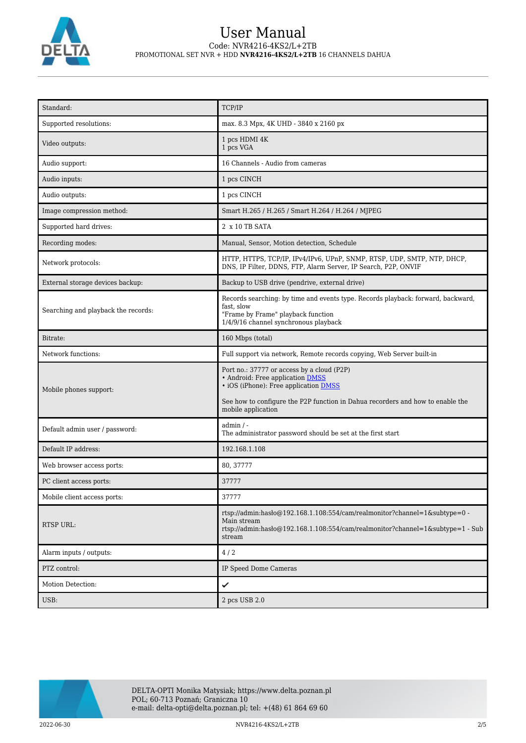| Standard: | TCP/IP |
|---|---|
| Supported resolutions: | max. 8.3 Mpx, 4K UHD - 3840 x 2160 px |
| Video outputs: | 1 pcs HDMI 4K<br>1 pcs VGA |
| Audio support: | 16 Channels - Audio from cameras |
| Audio inputs: | 1 pcs CINCH |
| Audio outputs: | 1 pcs CINCH |
| Image compression method: | Smart H.265 / H.265 / Smart H.264 / H.264 / MJPEG |
| Supported hard drives: | 2 x 10 TB SATA |
| Recording modes: | Manual, Sensor, Motion detection, Schedule |
| Network protocols: | HTTP, HTTPS, TCP/IP, IPv4/IPv6, UPnP, SNMP, RTSP, UDP, SMTP, NTP, DHCP, DNS, IP Filter, DDNS, FTP, Alarm Server, IP Search, P2P, ONVIF |
| External storage devices backup: | Backup to USB drive (pendrive, external drive) |
| Searching and playback the records: | Records searching: by time and events type. Records playback: forward, backward, fast, slow<br>"Frame by Frame" playback function<br>1/4/9/16 channel synchronous playback |
| Bitrate: | 160 Mbps (total) |
| Network functions: | Full support via network, Remote records copying, Web Server built-in |
| Mobile phones support: | Port no.: 37777 or access by a cloud (P2P)<br>• Android: Free application DMSS<br>• iOS (iPhone): Free application DMSS<br><br>See how to configure the P2P function in Dahua recorders and how to enable the mobile application |
| Default admin user / password: | admin / -<br>The administrator password should be set at the first start |
| Default IP address: | 192.168.1.108 |
| Web browser access ports: | 80, 37777 |
| PC client access ports: | 37777 |
| Mobile client access ports: | 37777 |
| RTSP URL: | rtsp://admin:hasło@192.168.1.108:554/cam/realmonitor?channel=1&subtype=0 - Main stream<br>rtsp://admin:hasło@192.168.1.108:554/cam/realmonitor?channel=1&subtype=1 - Sub stream |
| Alarm inputs / outputs: | 4 / 2 |
| PTZ control: | IP Speed Dome Cameras |
| Motion Detection: | ✓ |
| USB: | 2 pcs USB 2.0 |

DELTA-OPTI Monika Matysiak; https://www.delta.poznan.pl
POL; 60-713 Poznań; Graniczna 10
e-mail: delta-opti@delta.poznan.pl; tel: +(48) 61 864 69 60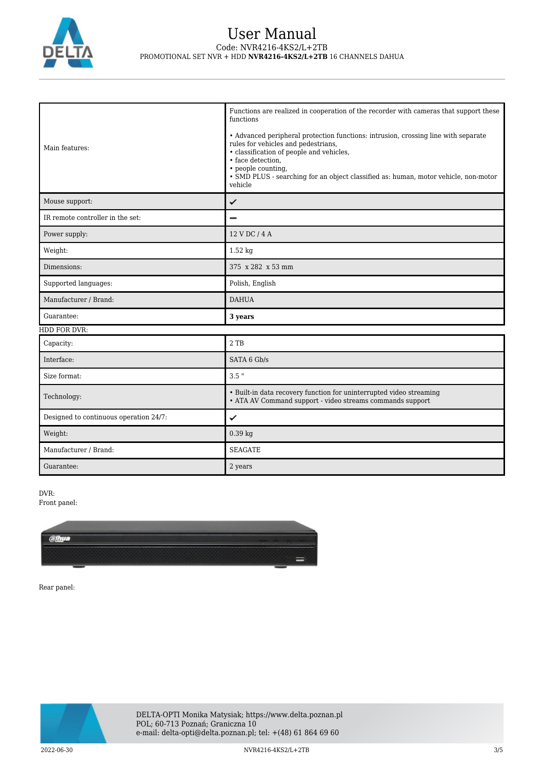| | |
|---|---|
| Main features: | Functions are realized in cooperation of the recorder with cameras that support these functions<br><br>• Advanced peripheral protection functions: intrusion, crossing line with separate rules for vehicles and pedestrians,<br>• classification of people and vehicles,<br>• face detection,<br>• people counting,<br>• SMD PLUS - searching for an object classified as: human, motor vehicle, non-motor vehicle |
| Mouse support: | ✔ |
| IR remote controller in the set: | – |
| Power supply: | 12 V DC / 4 A |
| Weight: | 1.52 kg |
| Dimensions: | 375 x 282 x 53 mm |
| Supported languages: | Polish, English |
| Manufacturer / Brand: | DAHUA |
| Guarantee: | **3 years** |

HDD FOR DVR:

| | |
|---|---|
| Capacity: | 2 TB |
| Interface: | SATA 6 Gb/s |
| Size format: | 3.5 " |
| Technology: | • Built-in data recovery function for uninterrupted video streaming<br>• ATA AV Command support - video streams commands support |
| Designed to continuous operation 24/7: | ✔ |
| Weight: | 0.39 kg |
| Manufacturer / Brand: | SEAGATE |
| Guarantee: | 2 years |

DVR:

Front panel:

Rear panel: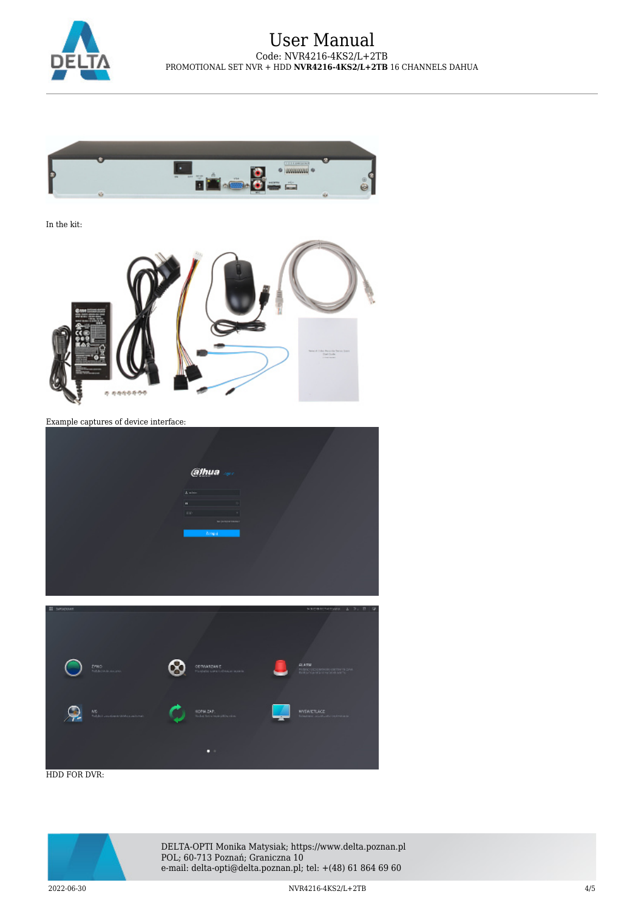In the kit:

Example captures of device interface:

HDD FOR DVR: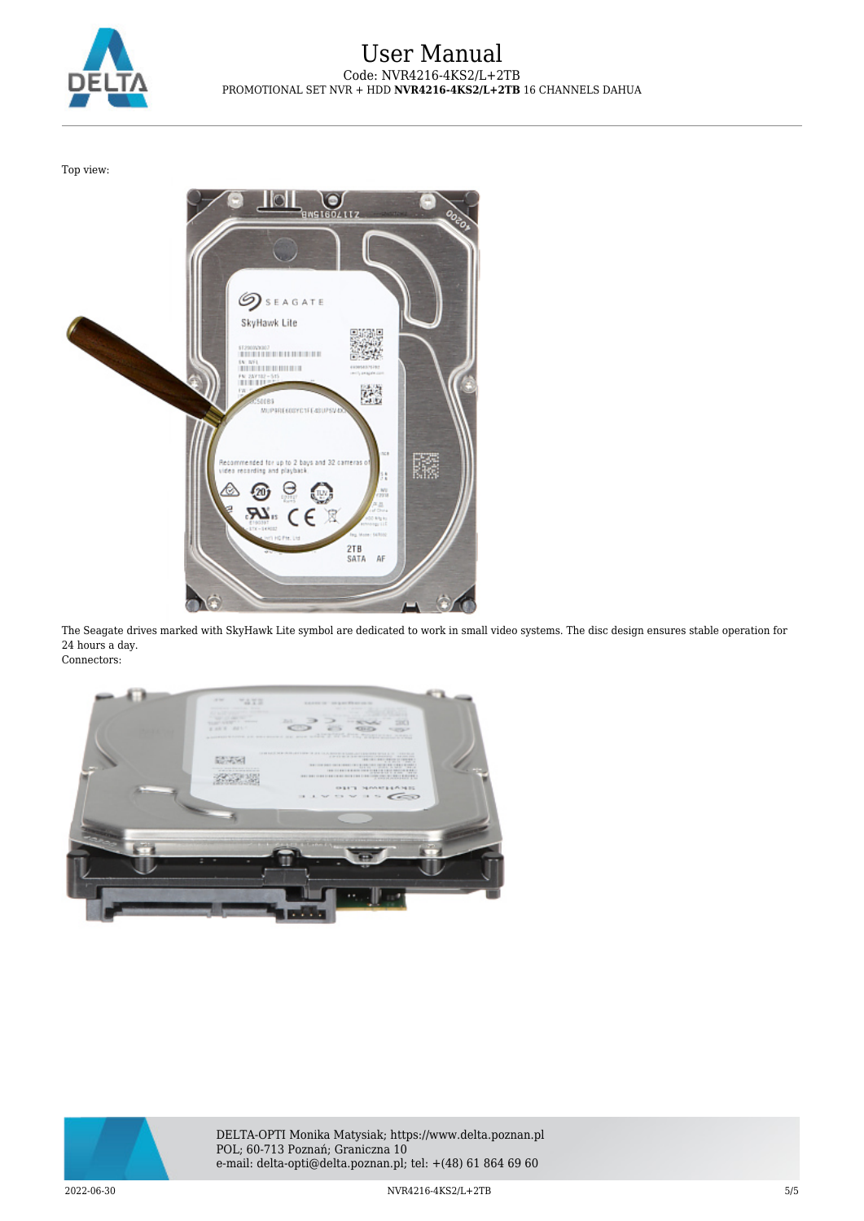Top view:

The Seagate drives marked with SkyHawk Lite symbol are dedicated to work in small video systems. The disc design ensures stable operation for 24 hours a day.

Connectors: